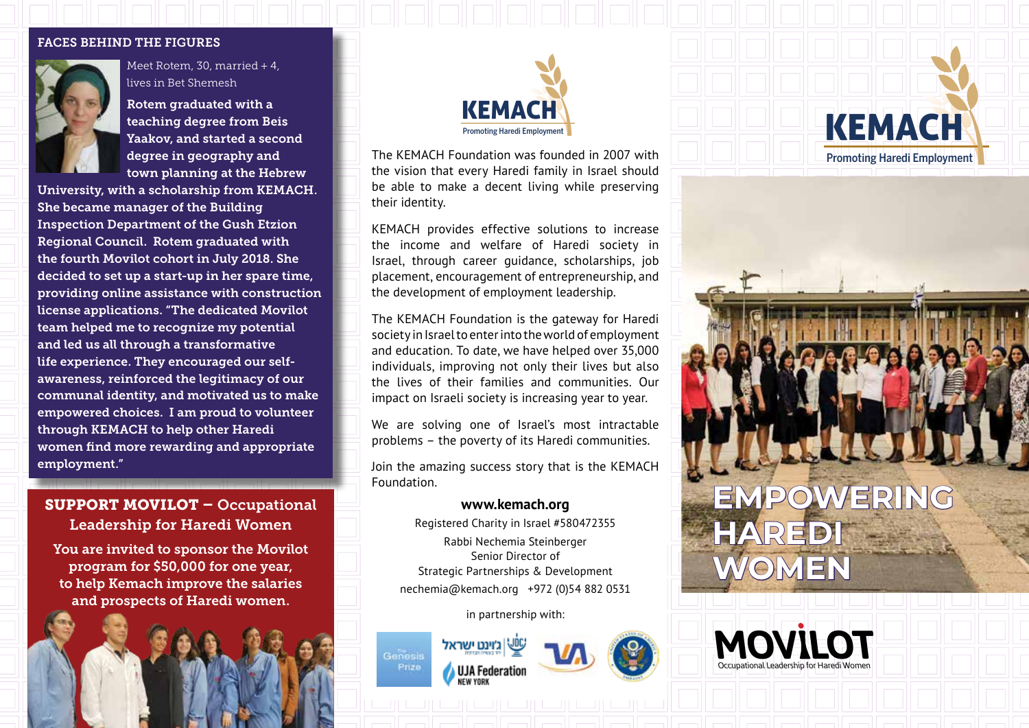## FACES BEHIND THE FIGURES

Meet Rotem, 30, married + 4, lives in Bet Shemesh

**Rotem graduated with a teaching degree from Beis Yaakov, and started a second degree in geography and town planning at the Hebrew University, with a scholarship from KEMACH. She became manager of the Building Inspection Department of the Gush Etzion Regional Council. Rotem graduated with the fourth Movilot cohort in July 2018. She decided to set up a start-up in her spare time, providing online assistance with construction license applications. "The dedicated Movilot team helped me to recognize my potential and led us all through a transformative life experience. They encouraged our self-awareness, reinforced the legitimacy of our communal identity, and motivated us to make empowered choices. I am proud to volunteer through KEMACH to help other Haredi women find more rewarding and appropriate employment."**

## SUPPORT MOVILOT – Occupational Leadership for Haredi Women

**You are invited to sponsor the Movilot program for $50,000 for one year, to help Kemach improve the salaries and prospects of Haredi women.**

KEMACH
Promoting Haredi Employment

The KEMACH Foundation was founded in 2007 with the vision that every Haredi family in Israel should be able to make a decent living while preserving their identity.

KEMACH provides effective solutions to increase the income and welfare of Haredi society in Israel, through career guidance, scholarships, job placement, encouragement of entrepreneurship, and the development of employment leadership.

The KEMACH Foundation is the gateway for Haredi society in Israel to enter into the world of employment and education. To date, we have helped over 35,000 individuals, improving not only their lives but also the lives of their families and communities. Our impact on Israeli society is increasing year to year.

We are solving one of Israel's most intractable problems – the poverty of its Haredi communities.

Join the amazing success story that is the KEMACH Foundation.

**www.kemach.org**

Registered Charity in Israel #580472355

Rabbi Nechemia Steinberger
Senior Director of
Strategic Partnerships & Development
nechemia@kemach.org +972 (0)54 882 0531

in partnership with:

The Genesis Prize · ג'וינט ישראל · UJA Federation New York

KEMACH
Promoting Haredi Employment

# EMPOWERING HAREDI WOMEN

MOVILOT
Occupational Leadership for Haredi Women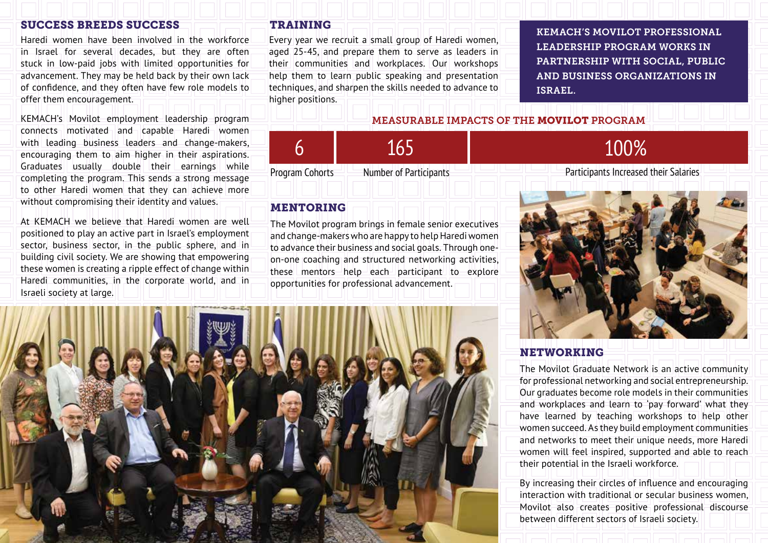## SUCCESS BREEDS SUCCESS

Haredi women have been involved in the workforce in Israel for several decades, but they are often stuck in low-paid jobs with limited opportunities for advancement. They may be held back by their own lack of confidence, and they often have few role models to offer them encouragement.

KEMACH's Movilot employment leadership program connects motivated and capable Haredi women with leading business leaders and change-makers, encouraging them to aim higher in their aspirations. Graduates usually double their earnings while completing the program. This sends a strong message to other Haredi women that they can achieve more without compromising their identity and values.

At KEMACH we believe that Haredi women are well positioned to play an active part in Israel's employment sector, business sector, in the public sphere, and in building civil society. We are showing that empowering these women is creating a ripple effect of change within Haredi communities, in the corporate world, and in Israeli society at large.

## TRAINING

Every year we recruit a small group of Haredi women, aged 25-45, and prepare them to serve as leaders in their communities and workplaces. Our workshops help them to learn public speaking and presentation techniques, and sharpen the skills needed to advance to higher positions.

**KEMACH'S MOVILOT PROFESSIONAL LEADERSHIP PROGRAM WORKS IN PARTNERSHIP WITH SOCIAL, PUBLIC AND BUSINESS ORGANIZATIONS IN ISRAEL.**

## MEASURABLE IMPACTS OF THE **MOVILOT** PROGRAM

| 6 | 165 | 100% |
|---|---|---|
| Program Cohorts | Number of Participants | Participants Increased their Salaries |

## MENTORING

The Movilot program brings in female senior executives and change-makers who are happy to help Haredi women to advance their business and social goals. Through one-on-one coaching and structured networking activities, these mentors help each participant to explore opportunities for professional advancement.

## NETWORKING

The Movilot Graduate Network is an active community for professional networking and social entrepreneurship. Our graduates become role models in their communities and workplaces and learn to 'pay forward' what they have learned by teaching workshops to help other women succeed. As they build employment communities and networks to meet their unique needs, more Haredi women will feel inspired, supported and able to reach their potential in the Israeli workforce.

By increasing their circles of influence and encouraging interaction with traditional or secular business women, Movilot also creates positive professional discourse between different sectors of Israeli society.